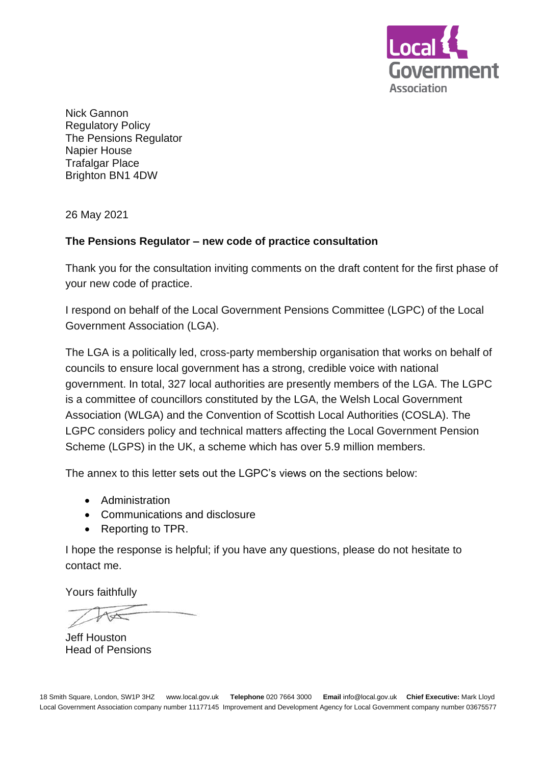Nick Gannon
Regulatory Policy
The Pensions Regulator
Napier House
Trafalgar Place
Brighton BN1 4DW

26 May 2021

**The Pensions Regulator – new code of practice consultation**

Thank you for the consultation inviting comments on the draft content for the first phase of your new code of practice.

I respond on behalf of the Local Government Pensions Committee (LGPC) of the Local Government Association (LGA).

The LGA is a politically led, cross-party membership organisation that works on behalf of councils to ensure local government has a strong, credible voice with national government. In total, 327 local authorities are presently members of the LGA. The LGPC is a committee of councillors constituted by the LGA, the Welsh Local Government Association (WLGA) and the Convention of Scottish Local Authorities (COSLA). The LGPC considers policy and technical matters affecting the Local Government Pension Scheme (LGPS) in the UK, a scheme which has over 5.9 million members.

The annex to this letter sets out the LGPC's views on the sections below:

- Administration
- Communications and disclosure
- Reporting to TPR.

I hope the response is helpful; if you have any questions, please do not hesitate to contact me.

Yours faithfully

Jeff Houston
Head of Pensions

18 Smith Square, London, SW1P 3HZ www.local.gov.uk **Telephone** 020 7664 3000 **Email** info@local.gov.uk **Chief Executive:** Mark Lloyd
Local Government Association company number 11177145 Improvement and Development Agency for Local Government company number 03675577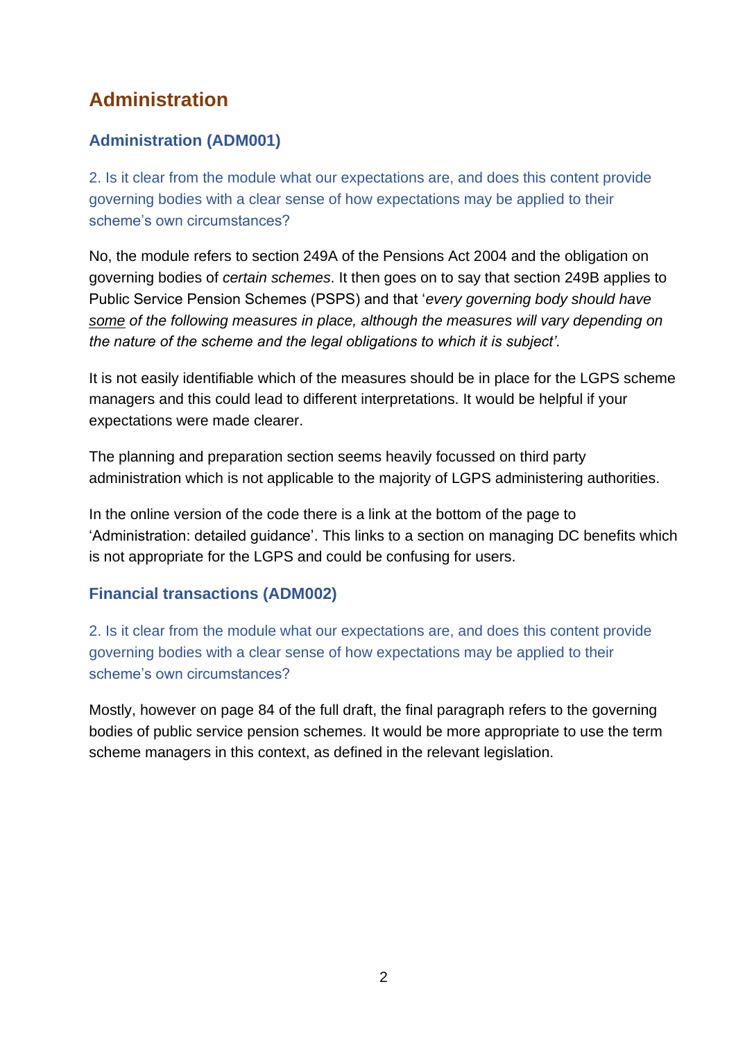# Administration

## Administration (ADM001)

2. Is it clear from the module what our expectations are, and does this content provide governing bodies with a clear sense of how expectations may be applied to their scheme's own circumstances?

No, the module refers to section 249A of the Pensions Act 2004 and the obligation on governing bodies of *certain schemes*. It then goes on to say that section 249B applies to Public Service Pension Schemes (PSPS) and that '*every governing body should have <u>some</u> of the following measures in place, although the measures will vary depending on the nature of the scheme and the legal obligations to which it is subject'.*

It is not easily identifiable which of the measures should be in place for the LGPS scheme managers and this could lead to different interpretations. It would be helpful if your expectations were made clearer.

The planning and preparation section seems heavily focussed on third party administration which is not applicable to the majority of LGPS administering authorities.

In the online version of the code there is a link at the bottom of the page to 'Administration: detailed guidance'. This links to a section on managing DC benefits which is not appropriate for the LGPS and could be confusing for users.

## Financial transactions (ADM002)

2. Is it clear from the module what our expectations are, and does this content provide governing bodies with a clear sense of how expectations may be applied to their scheme's own circumstances?

Mostly, however on page 84 of the full draft, the final paragraph refers to the governing bodies of public service pension schemes. It would be more appropriate to use the term scheme managers in this context, as defined in the relevant legislation.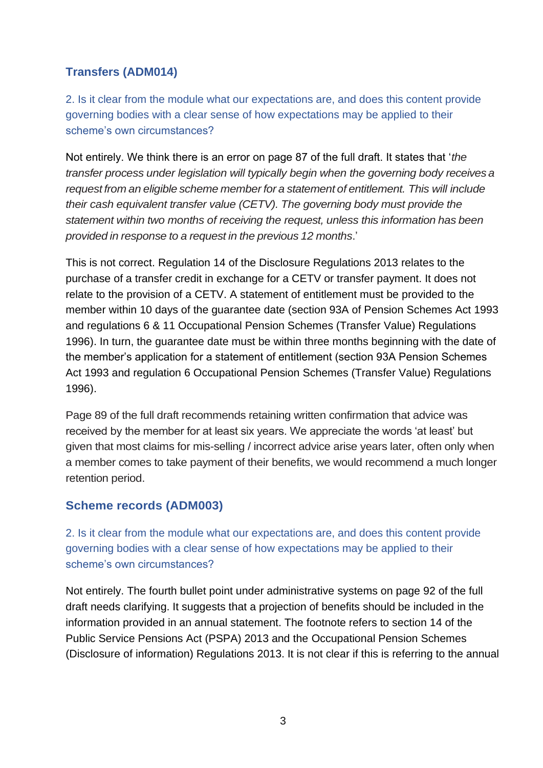## Transfers (ADM014)

### 2. Is it clear from the module what our expectations are, and does this content provide governing bodies with a clear sense of how expectations may be applied to their scheme's own circumstances?

Not entirely. We think there is an error on page 87 of the full draft. It states that '*the transfer process under legislation will typically begin when the governing body receives a request from an eligible scheme member for a statement of entitlement. This will include their cash equivalent transfer value (CETV). The governing body must provide the statement within two months of receiving the request, unless this information has been provided in response to a request in the previous 12 months*.'

This is not correct. Regulation 14 of the Disclosure Regulations 2013 relates to the purchase of a transfer credit in exchange for a CETV or transfer payment. It does not relate to the provision of a CETV. A statement of entitlement must be provided to the member within 10 days of the guarantee date (section 93A of Pension Schemes Act 1993 and regulations 6 & 11 Occupational Pension Schemes (Transfer Value) Regulations 1996). In turn, the guarantee date must be within three months beginning with the date of the member's application for a statement of entitlement (section 93A Pension Schemes Act 1993 and regulation 6 Occupational Pension Schemes (Transfer Value) Regulations 1996).

Page 89 of the full draft recommends retaining written confirmation that advice was received by the member for at least six years. We appreciate the words 'at least' but given that most claims for mis-selling / incorrect advice arise years later, often only when a member comes to take payment of their benefits, we would recommend a much longer retention period.

## Scheme records (ADM003)

### 2. Is it clear from the module what our expectations are, and does this content provide governing bodies with a clear sense of how expectations may be applied to their scheme's own circumstances?

Not entirely. The fourth bullet point under administrative systems on page 92 of the full draft needs clarifying. It suggests that a projection of benefits should be included in the information provided in an annual statement. The footnote refers to section 14 of the Public Service Pensions Act (PSPA) 2013 and the Occupational Pension Schemes (Disclosure of information) Regulations 2013. It is not clear if this is referring to the annual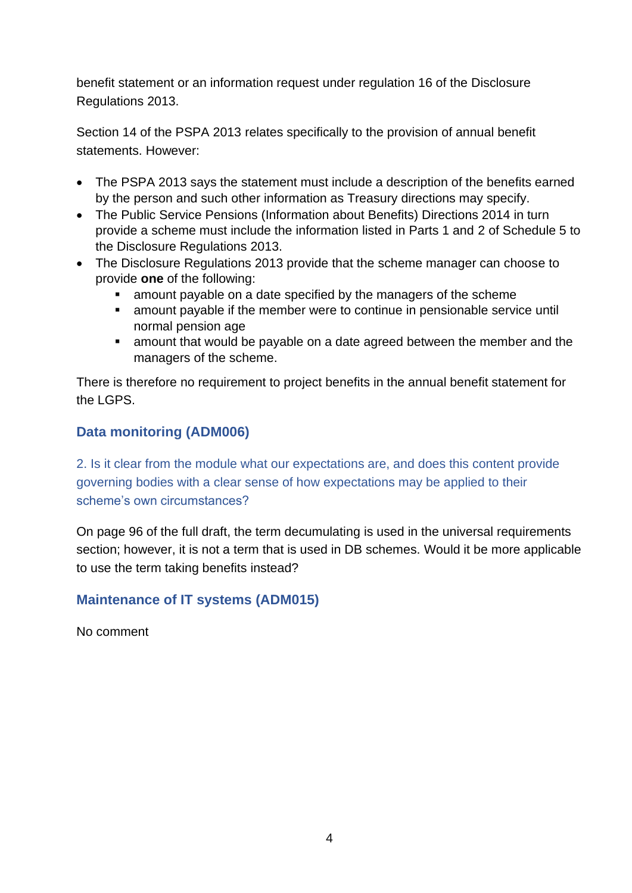benefit statement or an information request under regulation 16 of the Disclosure Regulations 2013.

Section 14 of the PSPA 2013 relates specifically to the provision of annual benefit statements. However:

- The PSPA 2013 says the statement must include a description of the benefits earned by the person and such other information as Treasury directions may specify.
- The Public Service Pensions (Information about Benefits) Directions 2014 in turn provide a scheme must include the information listed in Parts 1 and 2 of Schedule 5 to the Disclosure Regulations 2013.
- The Disclosure Regulations 2013 provide that the scheme manager can choose to provide **one** of the following:
    - amount payable on a date specified by the managers of the scheme
    - amount payable if the member were to continue in pensionable service until normal pension age
    - amount that would be payable on a date agreed between the member and the managers of the scheme.

There is therefore no requirement to project benefits in the annual benefit statement for the LGPS.

## Data monitoring (ADM006)

2. Is it clear from the module what our expectations are, and does this content provide governing bodies with a clear sense of how expectations may be applied to their scheme's own circumstances?

On page 96 of the full draft, the term decumulating is used in the universal requirements section; however, it is not a term that is used in DB schemes. Would it be more applicable to use the term taking benefits instead?

## Maintenance of IT systems (ADM015)

No comment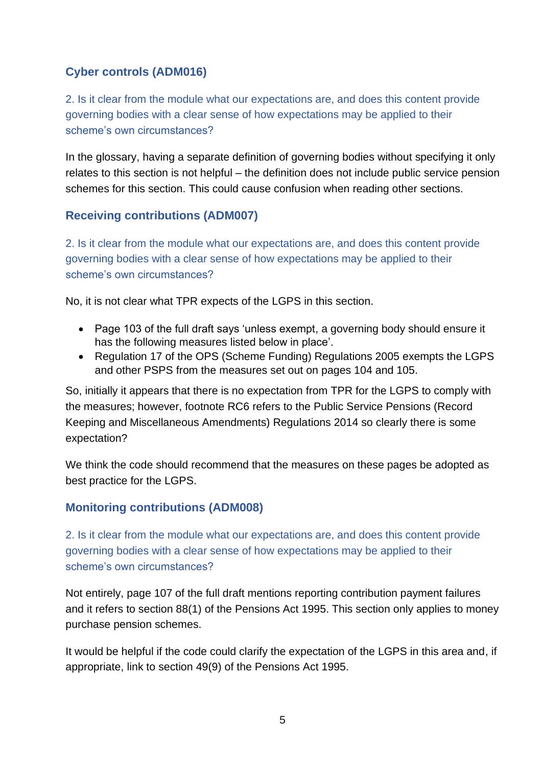## Cyber controls (ADM016)

2. Is it clear from the module what our expectations are, and does this content provide governing bodies with a clear sense of how expectations may be applied to their scheme's own circumstances?

In the glossary, having a separate definition of governing bodies without specifying it only relates to this section is not helpful – the definition does not include public service pension schemes for this section. This could cause confusion when reading other sections.

## Receiving contributions (ADM007)

2. Is it clear from the module what our expectations are, and does this content provide governing bodies with a clear sense of how expectations may be applied to their scheme's own circumstances?

No, it is not clear what TPR expects of the LGPS in this section.

- Page 103 of the full draft says 'unless exempt, a governing body should ensure it has the following measures listed below in place'.
- Regulation 17 of the OPS (Scheme Funding) Regulations 2005 exempts the LGPS and other PSPS from the measures set out on pages 104 and 105.

So, initially it appears that there is no expectation from TPR for the LGPS to comply with the measures; however, footnote RC6 refers to the Public Service Pensions (Record Keeping and Miscellaneous Amendments) Regulations 2014 so clearly there is some expectation?

We think the code should recommend that the measures on these pages be adopted as best practice for the LGPS.

## Monitoring contributions (ADM008)

2. Is it clear from the module what our expectations are, and does this content provide governing bodies with a clear sense of how expectations may be applied to their scheme's own circumstances?

Not entirely, page 107 of the full draft mentions reporting contribution payment failures and it refers to section 88(1) of the Pensions Act 1995. This section only applies to money purchase pension schemes.

It would be helpful if the code could clarify the expectation of the LGPS in this area and, if appropriate, link to section 49(9) of the Pensions Act 1995.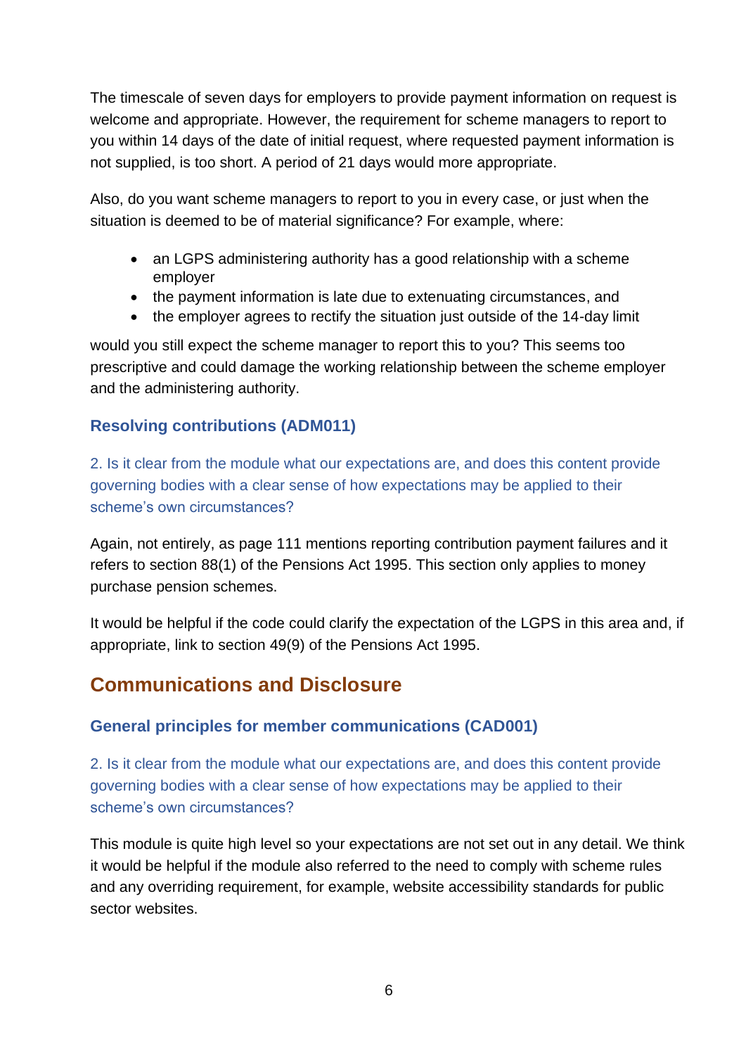The timescale of seven days for employers to provide payment information on request is welcome and appropriate. However, the requirement for scheme managers to report to you within 14 days of the date of initial request, where requested payment information is not supplied, is too short. A period of 21 days would more appropriate.

Also, do you want scheme managers to report to you in every case, or just when the situation is deemed to be of material significance? For example, where:

- an LGPS administering authority has a good relationship with a scheme employer
- the payment information is late due to extenuating circumstances, and
- the employer agrees to rectify the situation just outside of the 14-day limit

would you still expect the scheme manager to report this to you? This seems too prescriptive and could damage the working relationship between the scheme employer and the administering authority.

### Resolving contributions (ADM011)

2. Is it clear from the module what our expectations are, and does this content provide governing bodies with a clear sense of how expectations may be applied to their scheme's own circumstances?

Again, not entirely, as page 111 mentions reporting contribution payment failures and it refers to section 88(1) of the Pensions Act 1995. This section only applies to money purchase pension schemes.

It would be helpful if the code could clarify the expectation of the LGPS in this area and, if appropriate, link to section 49(9) of the Pensions Act 1995.

## Communications and Disclosure

### General principles for member communications (CAD001)

2. Is it clear from the module what our expectations are, and does this content provide governing bodies with a clear sense of how expectations may be applied to their scheme's own circumstances?

This module is quite high level so your expectations are not set out in any detail. We think it would be helpful if the module also referred to the need to comply with scheme rules and any overriding requirement, for example, website accessibility standards for public sector websites.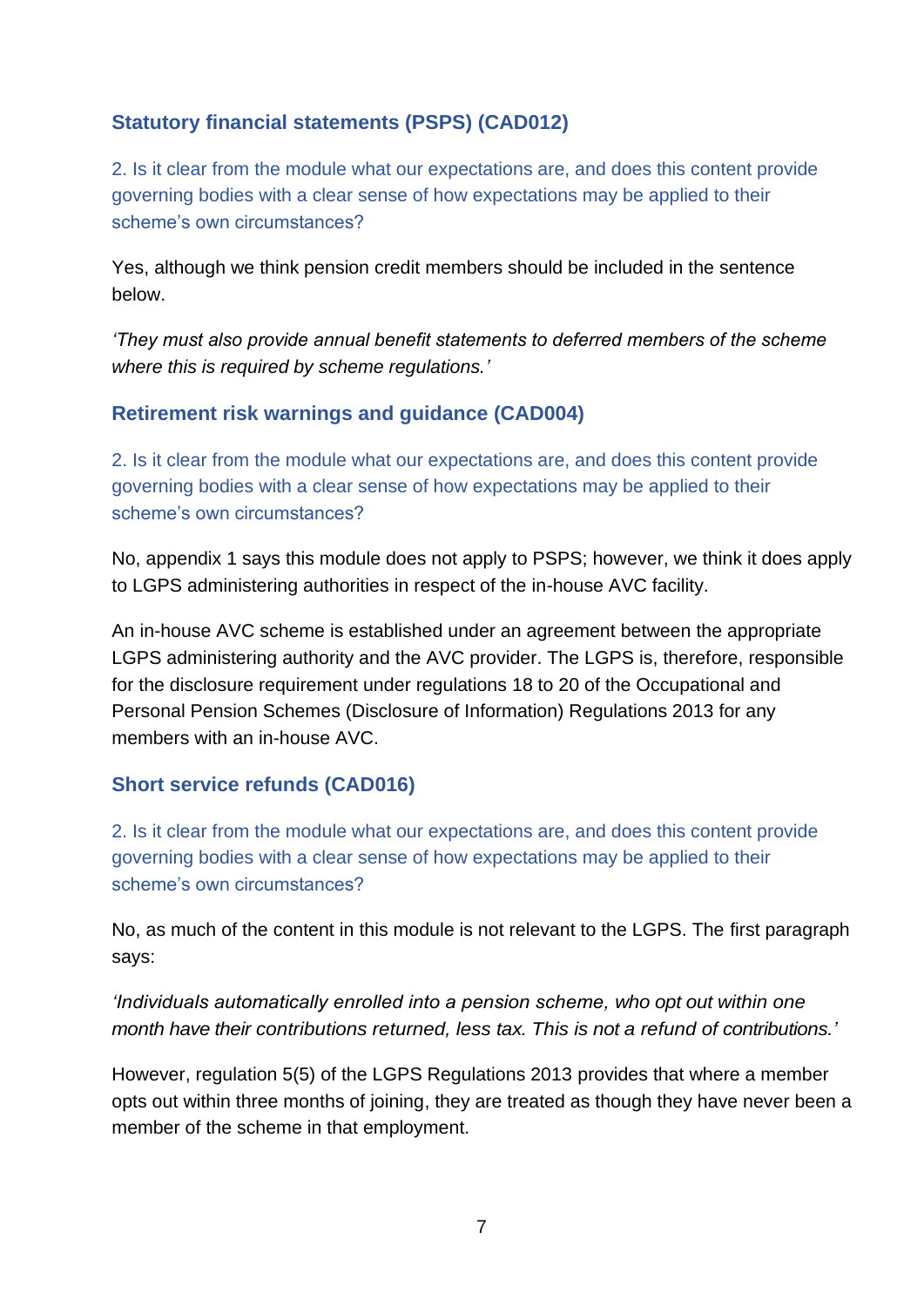### Statutory financial statements (PSPS) (CAD012)

2. Is it clear from the module what our expectations are, and does this content provide governing bodies with a clear sense of how expectations may be applied to their scheme's own circumstances?

Yes, although we think pension credit members should be included in the sentence below.

*'They must also provide annual benefit statements to deferred members of the scheme where this is required by scheme regulations.'*

### Retirement risk warnings and guidance (CAD004)

2. Is it clear from the module what our expectations are, and does this content provide governing bodies with a clear sense of how expectations may be applied to their scheme's own circumstances?

No, appendix 1 says this module does not apply to PSPS; however, we think it does apply to LGPS administering authorities in respect of the in-house AVC facility.

An in-house AVC scheme is established under an agreement between the appropriate LGPS administering authority and the AVC provider. The LGPS is, therefore, responsible for the disclosure requirement under regulations 18 to 20 of the Occupational and Personal Pension Schemes (Disclosure of Information) Regulations 2013 for any members with an in-house AVC.

### Short service refunds (CAD016)

2. Is it clear from the module what our expectations are, and does this content provide governing bodies with a clear sense of how expectations may be applied to their scheme's own circumstances?

No, as much of the content in this module is not relevant to the LGPS. The first paragraph says:

*'Individuals automatically enrolled into a pension scheme, who opt out within one month have their contributions returned, less tax. This is not a refund of contributions.'*

However, regulation 5(5) of the LGPS Regulations 2013 provides that where a member opts out within three months of joining, they are treated as though they have never been a member of the scheme in that employment.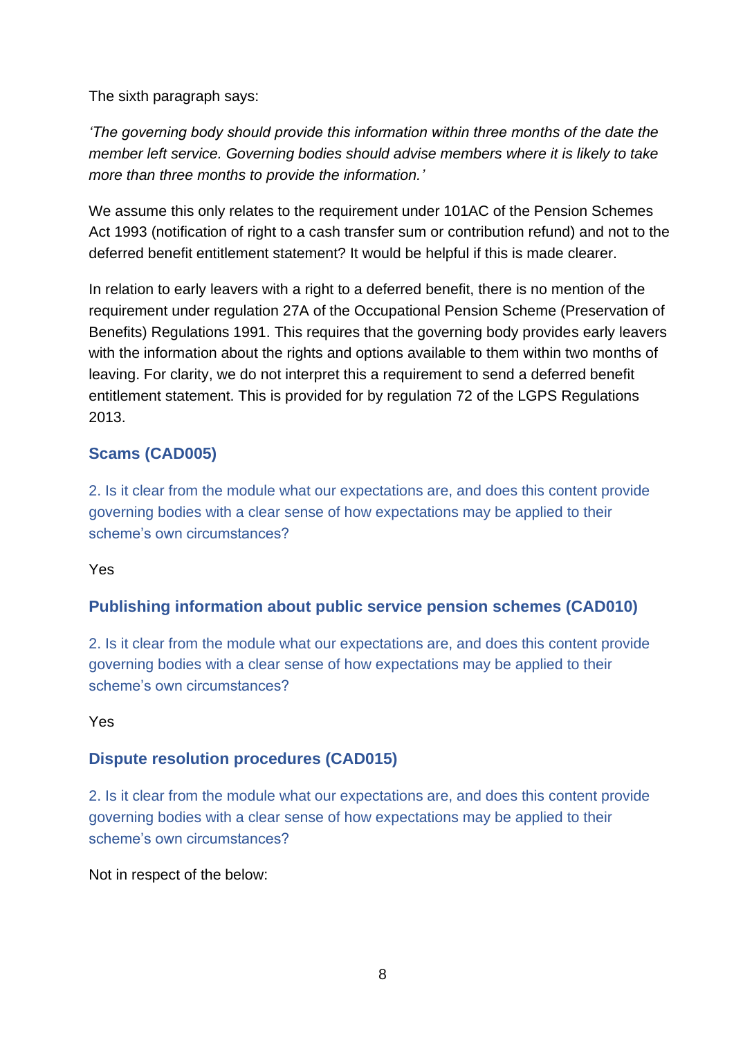The sixth paragraph says:

*'The governing body should provide this information within three months of the date the member left service. Governing bodies should advise members where it is likely to take more than three months to provide the information.'*

We assume this only relates to the requirement under 101AC of the Pension Schemes Act 1993 (notification of right to a cash transfer sum or contribution refund) and not to the deferred benefit entitlement statement? It would be helpful if this is made clearer.

In relation to early leavers with a right to a deferred benefit, there is no mention of the requirement under regulation 27A of the Occupational Pension Scheme (Preservation of Benefits) Regulations 1991. This requires that the governing body provides early leavers with the information about the rights and options available to them within two months of leaving. For clarity, we do not interpret this a requirement to send a deferred benefit entitlement statement. This is provided for by regulation 72 of the LGPS Regulations 2013.

### Scams (CAD005)

2. Is it clear from the module what our expectations are, and does this content provide governing bodies with a clear sense of how expectations may be applied to their scheme's own circumstances?

Yes

### Publishing information about public service pension schemes (CAD010)

2. Is it clear from the module what our expectations are, and does this content provide governing bodies with a clear sense of how expectations may be applied to their scheme's own circumstances?

Yes

### Dispute resolution procedures (CAD015)

2. Is it clear from the module what our expectations are, and does this content provide governing bodies with a clear sense of how expectations may be applied to their scheme's own circumstances?

Not in respect of the below: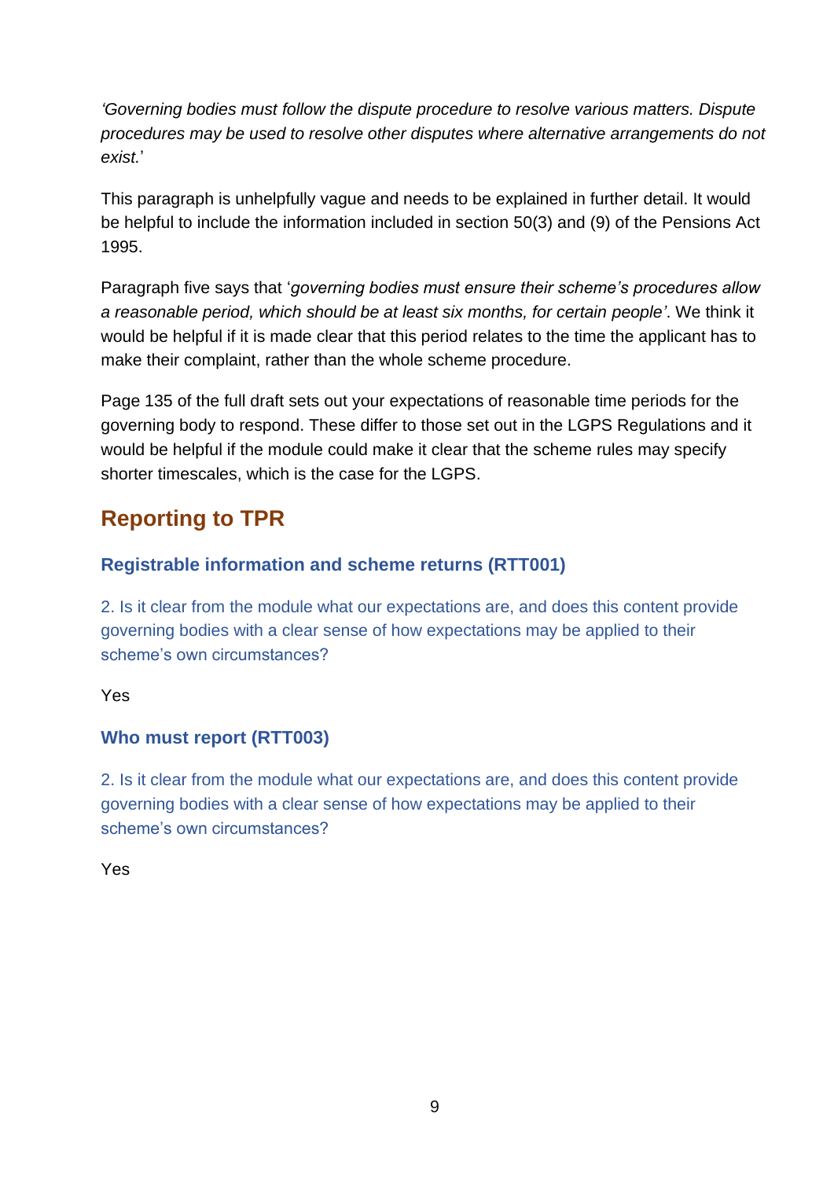*'Governing bodies must follow the dispute procedure to resolve various matters. Dispute procedures may be used to resolve other disputes where alternative arrangements do not exist.'*

This paragraph is unhelpfully vague and needs to be explained in further detail. It would be helpful to include the information included in section 50(3) and (9) of the Pensions Act 1995.

Paragraph five says that '*governing bodies must ensure their scheme's procedures allow a reasonable period, which should be at least six months, for certain people'*. We think it would be helpful if it is made clear that this period relates to the time the applicant has to make their complaint, rather than the whole scheme procedure.

Page 135 of the full draft sets out your expectations of reasonable time periods for the governing body to respond. These differ to those set out in the LGPS Regulations and it would be helpful if the module could make it clear that the scheme rules may specify shorter timescales, which is the case for the LGPS.

## Reporting to TPR

### Registrable information and scheme returns (RTT001)

2. Is it clear from the module what our expectations are, and does this content provide governing bodies with a clear sense of how expectations may be applied to their scheme's own circumstances?

Yes

### Who must report (RTT003)

2. Is it clear from the module what our expectations are, and does this content provide governing bodies with a clear sense of how expectations may be applied to their scheme's own circumstances?

Yes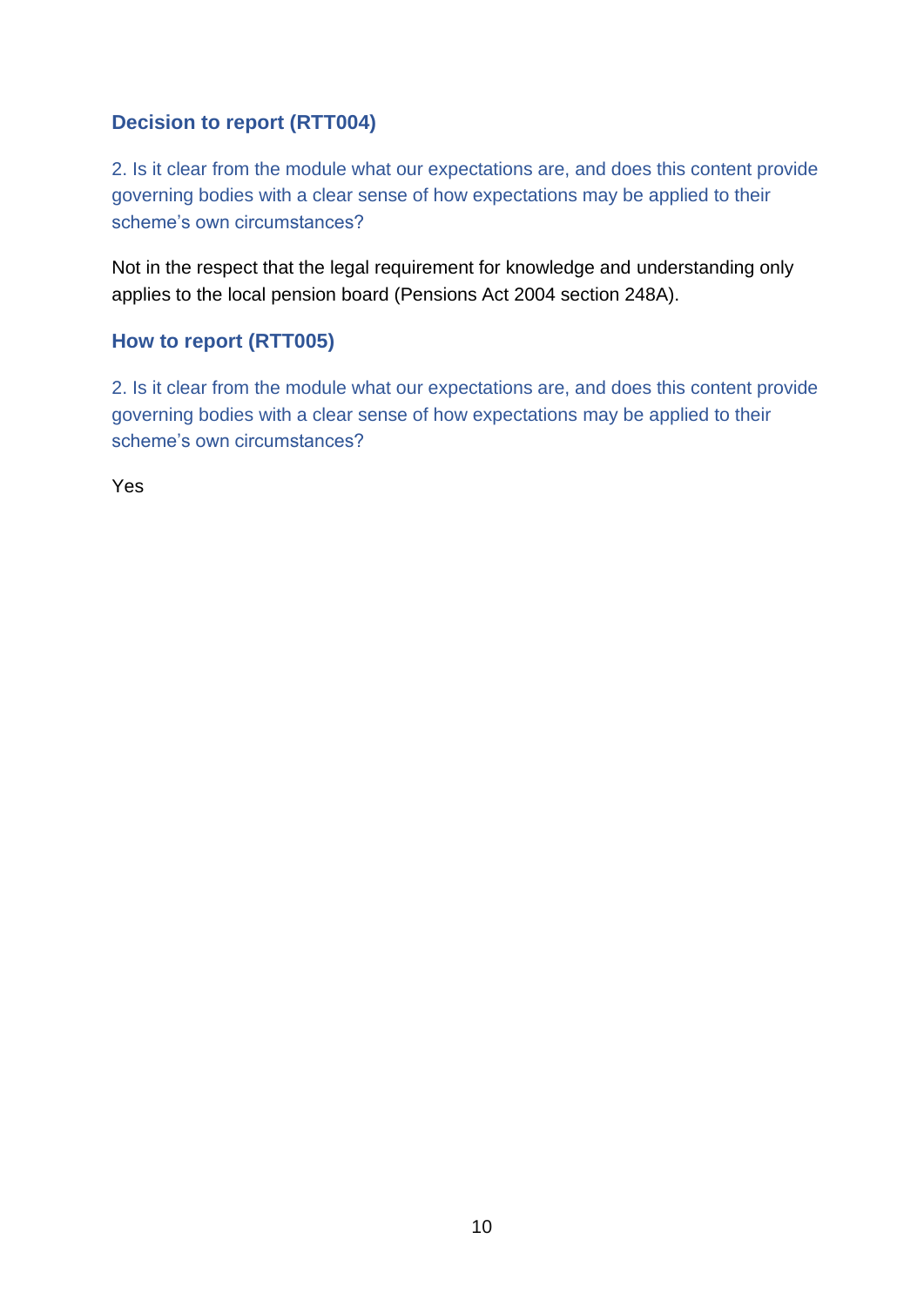### Decision to report (RTT004)

2. Is it clear from the module what our expectations are, and does this content provide governing bodies with a clear sense of how expectations may be applied to their scheme's own circumstances?

Not in the respect that the legal requirement for knowledge and understanding only applies to the local pension board (Pensions Act 2004 section 248A).

### How to report (RTT005)

2. Is it clear from the module what our expectations are, and does this content provide governing bodies with a clear sense of how expectations may be applied to their scheme's own circumstances?

Yes